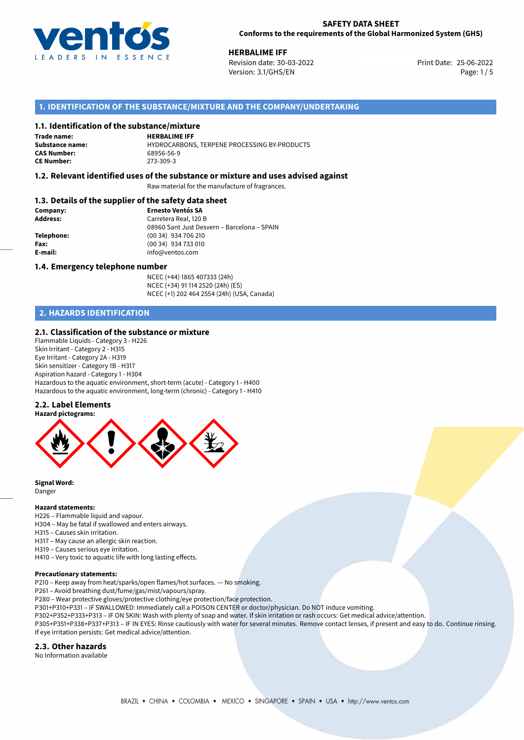**SAFETY DATA SHEET**
**Conforms to the requirements of the Global Harmonized System (GHS)**

**HERBALIME IFF**
Revision date: 30-03-2022
Version: 3.1/GHS/EN

Print Date: 25-06-2022

## 1. IDENTIFICATION OF THE SUBSTANCE/MIXTURE AND THE COMPANY/UNDERTAKING

### 1.1. Identification of the substance/mixture

**Trade name:** HERBALIME IFF
**Substance name:** HYDROCARBONS, TERPENE PROCESSING BY-PRODUCTS
**CAS Number:** 68956-56-9
**CE Number:** 273-309-3

### 1.2. Relevant identified uses of the substance or mixture and uses advised against

Raw material for the manufacture of fragrances.

### 1.3. Details of the supplier of the safety data sheet

**Company:** Ernesto Ventós SA
**Address:** Carretera Real, 120 B
08960 Sant Just Desvern – Barcelona – SPAIN
**Telephone:** (00 34) 934 706 210
**Fax:** (00 34) 934 733 010
**E-mail:** info@ventos.com

### 1.4. Emergency telephone number

NCEC (+44) 1865 407333 (24h)
NCEC (+34) 91 114 2520 (24h) (ES)
NCEC (+1) 202 464 2554 (24h) (USA, Canada)

## 2. HAZARDS IDENTIFICATION

### 2.1. Classification of the substance or mixture

Flammable Liquids - Category 3 - H226
Skin Irritant - Category 2 - H315
Eye Irritant - Category 2A - H319
Skin sensitizer - Category 1B - H317
Aspiration hazard - Category 1 - H304
Hazardous to the aquatic environment, short-term (acute) - Category 1 - H400
Hazardous to the aquatic environment, long-term (chronic) - Category 1 - H410

### 2.2. Label Elements

**Hazard pictograms:**

**Signal Word:**
Danger

**Hazard statements:**
H226 – Flammable liquid and vapour.
H304 – May be fatal if swallowed and enters airways.
H315 – Causes skin irritation.
H317 – May cause an allergic skin reaction.
H319 – Causes serious eye irritation.
H410 – Very toxic to aquatic life with long lasting effects.

**Precautionary statements:**
P210 – Keep away from heat/sparks/open flames/hot surfaces. — No smoking.
P261 – Avoid breathing dust/fume/gas/mist/vapours/spray.
P280 – Wear protective gloves/protective clothing/eye protection/face protection.
P301+P310+P331 – IF SWALLOWED: Immediately call a POISON CENTER or doctor/physician. Do NOT induce vomiting.
P302+P352+P333+P313 – IF ON SKIN: Wash with plenty of soap and water. If skin irritation or rash occurs: Get medical advice/attention.
P305+P351+P338+P337+P313 – IF IN EYES: Rinse cautiously with water for several minutes. Remove contact lenses, if present and easy to do. Continue rinsing. If eye irritation persists: Get medical advice/attention.

### 2.3. Other hazards

No Information available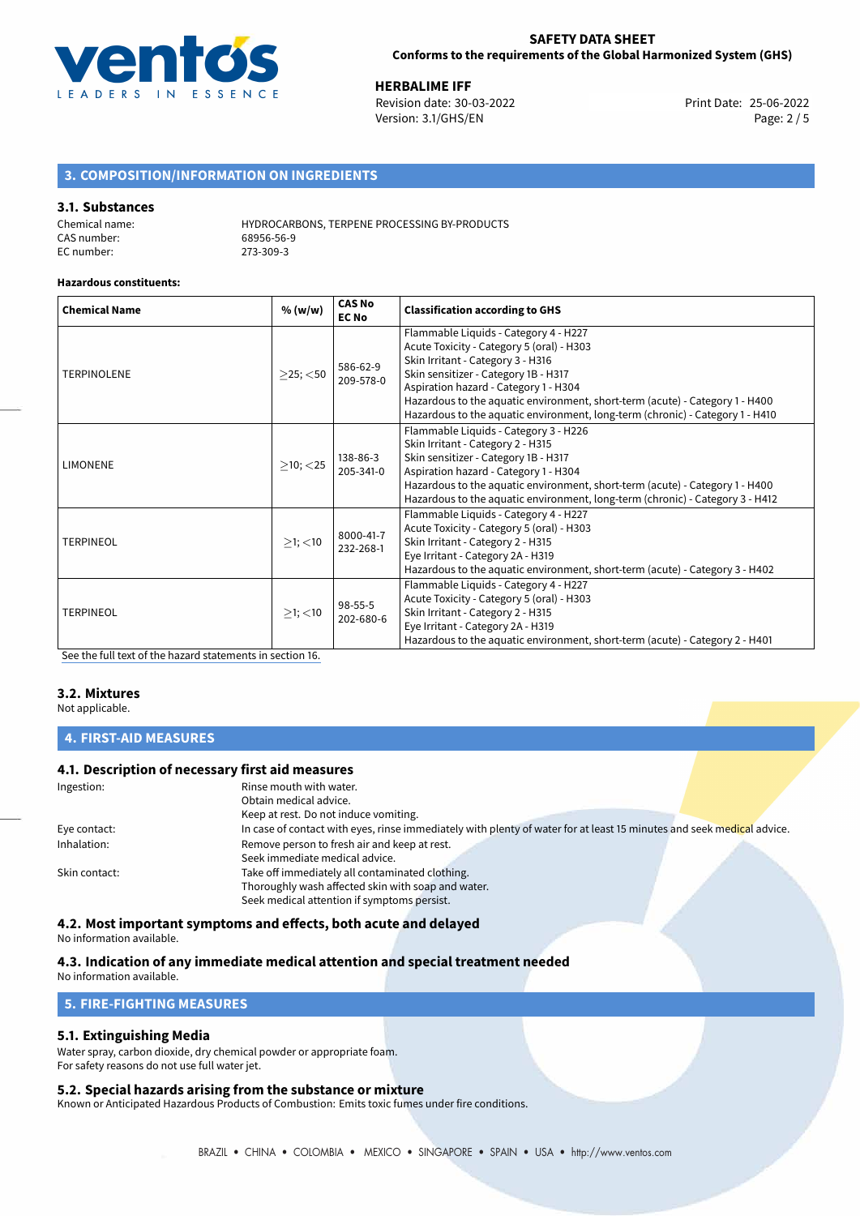## 3. COMPOSITION/INFORMATION ON INGREDIENTS

### 3.1. Substances

Chemical name: HYDROCARBONS, TERPENE PROCESSING BY-PRODUCTS
CAS number: 68956-56-9
EC number: 273-309-3

**Hazardous constituents:**

| Chemical Name | % (w/w) | CAS No EC No | Classification according to GHS |
|---|---|---|---|
| TERPINOLENE | ≥25; <50 | 586-62-9 209-578-0 | Flammable Liquids - Category 4 - H227<br>Acute Toxicity - Category 5 (oral) - H303<br>Skin Irritant - Category 3 - H316<br>Skin sensitizer - Category 1B - H317<br>Aspiration hazard - Category 1 - H304<br>Hazardous to the aquatic environment, short-term (acute) - Category 1 - H400<br>Hazardous to the aquatic environment, long-term (chronic) - Category 1 - H410 |
| LIMONENE | ≥10; <25 | 138-86-3 205-341-0 | Flammable Liquids - Category 3 - H226<br>Skin Irritant - Category 2 - H315<br>Skin sensitizer - Category 1B - H317<br>Aspiration hazard - Category 1 - H304<br>Hazardous to the aquatic environment, short-term (acute) - Category 1 - H400<br>Hazardous to the aquatic environment, long-term (chronic) - Category 3 - H412 |
| TERPINEOL | ≥1; <10 | 8000-41-7 232-268-1 | Flammable Liquids - Category 4 - H227<br>Acute Toxicity - Category 5 (oral) - H303<br>Skin Irritant - Category 2 - H315<br>Eye Irritant - Category 2A - H319<br>Hazardous to the aquatic environment, short-term (acute) - Category 3 - H402 |
| TERPINEOL | ≥1; <10 | 98-55-5 202-680-6 | Flammable Liquids - Category 4 - H227<br>Acute Toxicity - Category 5 (oral) - H303<br>Skin Irritant - Category 2 - H315<br>Eye Irritant - Category 2A - H319<br>Hazardous to the aquatic environment, short-term (acute) - Category 2 - H401 |

See the full text of the hazard statements in section 16.

### 3.2. Mixtures

Not applicable.

## 4. FIRST-AID MEASURES

### 4.1. Description of necessary first aid measures

Ingestion: Rinse mouth with water.
Obtain medical advice.
Keep at rest. Do not induce vomiting.

Eye contact: In case of contact with eyes, rinse immediately with plenty of water for at least 15 minutes and seek medical advice.

Inhalation: Remove person to fresh air and keep at rest.
Seek immediate medical advice.

Skin contact: Take off immediately all contaminated clothing.
Thoroughly wash affected skin with soap and water.
Seek medical attention if symptoms persist.

### 4.2. Most important symptoms and effects, both acute and delayed

No information available.

### 4.3. Indication of any immediate medical attention and special treatment needed

No information available.

## 5. FIRE-FIGHTING MEASURES

### 5.1. Extinguishing Media

Water spray, carbon dioxide, dry chemical powder or appropriate foam.
For safety reasons do not use full water jet.

### 5.2. Special hazards arising from the substance or mixture

Known or Anticipated Hazardous Products of Combustion: Emits toxic fumes under fire conditions.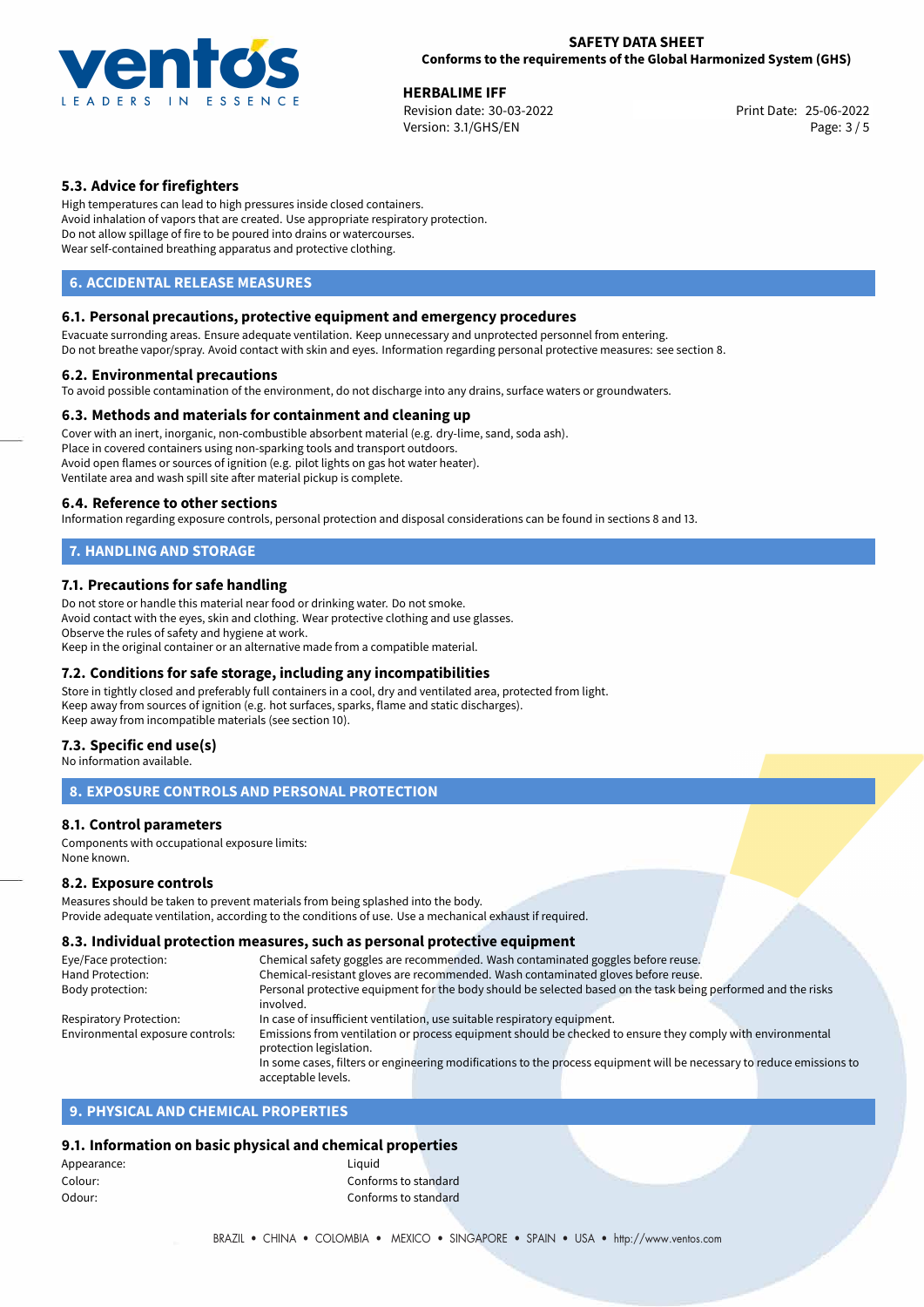### 5.3. Advice for firefighters

High temperatures can lead to high pressures inside closed containers.
Avoid inhalation of vapors that are created. Use appropriate respiratory protection.
Do not allow spillage of fire to be poured into drains or watercourses.
Wear self-contained breathing apparatus and protective clothing.

## 6. ACCIDENTAL RELEASE MEASURES

### 6.1. Personal precautions, protective equipment and emergency procedures

Evacuate surronding areas. Ensure adequate ventilation. Keep unnecessary and unprotected personnel from entering.
Do not breathe vapor/spray. Avoid contact with skin and eyes. Information regarding personal protective measures: see section 8.

### 6.2. Environmental precautions

To avoid possible contamination of the environment, do not discharge into any drains, surface waters or groundwaters.

### 6.3. Methods and materials for containment and cleaning up

Cover with an inert, inorganic, non-combustible absorbent material (e.g. dry-lime, sand, soda ash).
Place in covered containers using non-sparking tools and transport outdoors.
Avoid open flames or sources of ignition (e.g. pilot lights on gas hot water heater).
Ventilate area and wash spill site after material pickup is complete.

### 6.4. Reference to other sections

Information regarding exposure controls, personal protection and disposal considerations can be found in sections 8 and 13.

## 7. HANDLING AND STORAGE

### 7.1. Precautions for safe handling

Do not store or handle this material near food or drinking water. Do not smoke.
Avoid contact with the eyes, skin and clothing. Wear protective clothing and use glasses.
Observe the rules of safety and hygiene at work.
Keep in the original container or an alternative made from a compatible material.

### 7.2. Conditions for safe storage, including any incompatibilities

Store in tightly closed and preferably full containers in a cool, dry and ventilated area, protected from light.
Keep away from sources of ignition (e.g. hot surfaces, sparks, flame and static discharges).
Keep away from incompatible materials (see section 10).

### 7.3. Specific end use(s)

No information available.

## 8. EXPOSURE CONTROLS AND PERSONAL PROTECTION

### 8.1. Control parameters

Components with occupational exposure limits:
None known.

### 8.2. Exposure controls

Measures should be taken to prevent materials from being splashed into the body.
Provide adequate ventilation, according to the conditions of use. Use a mechanical exhaust if required.

### 8.3. Individual protection measures, such as personal protective equipment

| | |
|---|---|
| Eye/Face protection: | Chemical safety goggles are recommended. Wash contaminated goggles before reuse. |
| Hand Protection: | Chemical-resistant gloves are recommended. Wash contaminated gloves before reuse. |
| Body protection: | Personal protective equipment for the body should be selected based on the task being performed and the risks involved. |
| Respiratory Protection: | In case of insufficient ventilation, use suitable respiratory equipment. |
| Environmental exposure controls: | Emissions from ventilation or process equipment should be checked to ensure they comply with environmental protection legislation. In some cases, filters or engineering modifications to the process equipment will be necessary to reduce emissions to acceptable levels. |

## 9. PHYSICAL AND CHEMICAL PROPERTIES

### 9.1. Information on basic physical and chemical properties

| | |
|---|---|
| Appearance: | Liquid |
| Colour: | Conforms to standard |
| Odour: | Conforms to standard |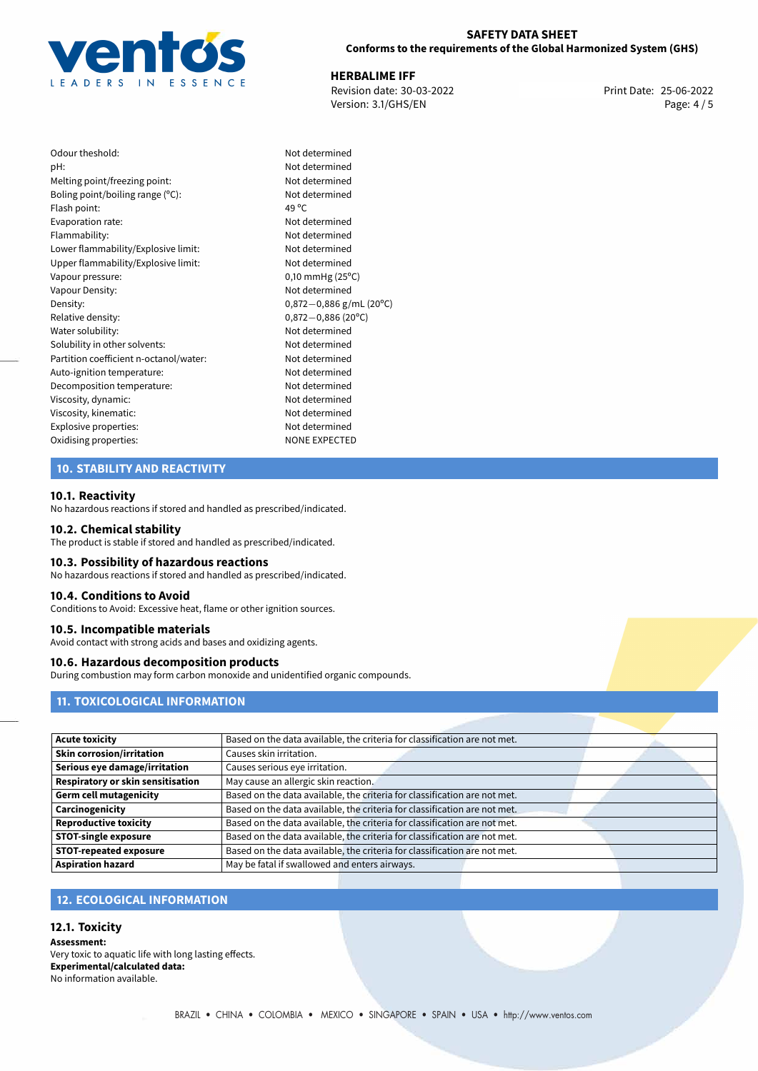| | |
|---|---|
| Odour theshold: | Not determined |
| pH: | Not determined |
| Melting point/freezing point: | Not determined |
| Boling point/boiling range (°C): | Not determined |
| Flash point: | 49 °C |
| Evaporation rate: | Not determined |
| Flammability: | Not determined |
| Lower flammability/Explosive limit: | Not determined |
| Upper flammability/Explosive limit: | Not determined |
| Vapour pressure: | 0,10 mmHg (25°C) |
| Vapour Density: | Not determined |
| Density: | 0,872—0,886 g/mL (20°C) |
| Relative density: | 0,872—0,886 (20°C) |
| Water solubility: | Not determined |
| Solubility in other solvents: | Not determined |
| Partition coefficient n-octanol/water: | Not determined |
| Auto-ignition temperature: | Not determined |
| Decomposition temperature: | Not determined |
| Viscosity, dynamic: | Not determined |
| Viscosity, kinematic: | Not determined |
| Explosive properties: | Not determined |
| Oxidising properties: | NONE EXPECTED |

## 10. STABILITY AND REACTIVITY

### 10.1. Reactivity
No hazardous reactions if stored and handled as prescribed/indicated.

### 10.2. Chemical stability
The product is stable if stored and handled as prescribed/indicated.

### 10.3. Possibility of hazardous reactions
No hazardous reactions if stored and handled as prescribed/indicated.

### 10.4. Conditions to Avoid
Conditions to Avoid: Excessive heat, flame or other ignition sources.

### 10.5. Incompatible materials
Avoid contact with strong acids and bases and oxidizing agents.

### 10.6. Hazardous decomposition products
During combustion may form carbon monoxide and unidentified organic compounds.

## 11. TOXICOLOGICAL INFORMATION

| | |
|---|---|
| **Acute toxicity** | Based on the data available, the criteria for classification are not met. |
| **Skin corrosion/irritation** | Causes skin irritation. |
| **Serious eye damage/irritation** | Causes serious eye irritation. |
| **Respiratory or skin sensitisation** | May cause an allergic skin reaction. |
| **Germ cell mutagenicity** | Based on the data available, the criteria for classification are not met. |
| **Carcinogenicity** | Based on the data available, the criteria for classification are not met. |
| **Reproductive toxicity** | Based on the data available, the criteria for classification are not met. |
| **STOT-single exposure** | Based on the data available, the criteria for classification are not met. |
| **STOT-repeated exposure** | Based on the data available, the criteria for classification are not met. |
| **Aspiration hazard** | May be fatal if swallowed and enters airways. |

## 12. ECOLOGICAL INFORMATION

### 12.1. Toxicity
**Assessment:**
Very toxic to aquatic life with long lasting effects.
**Experimental/calculated data:**
No information available.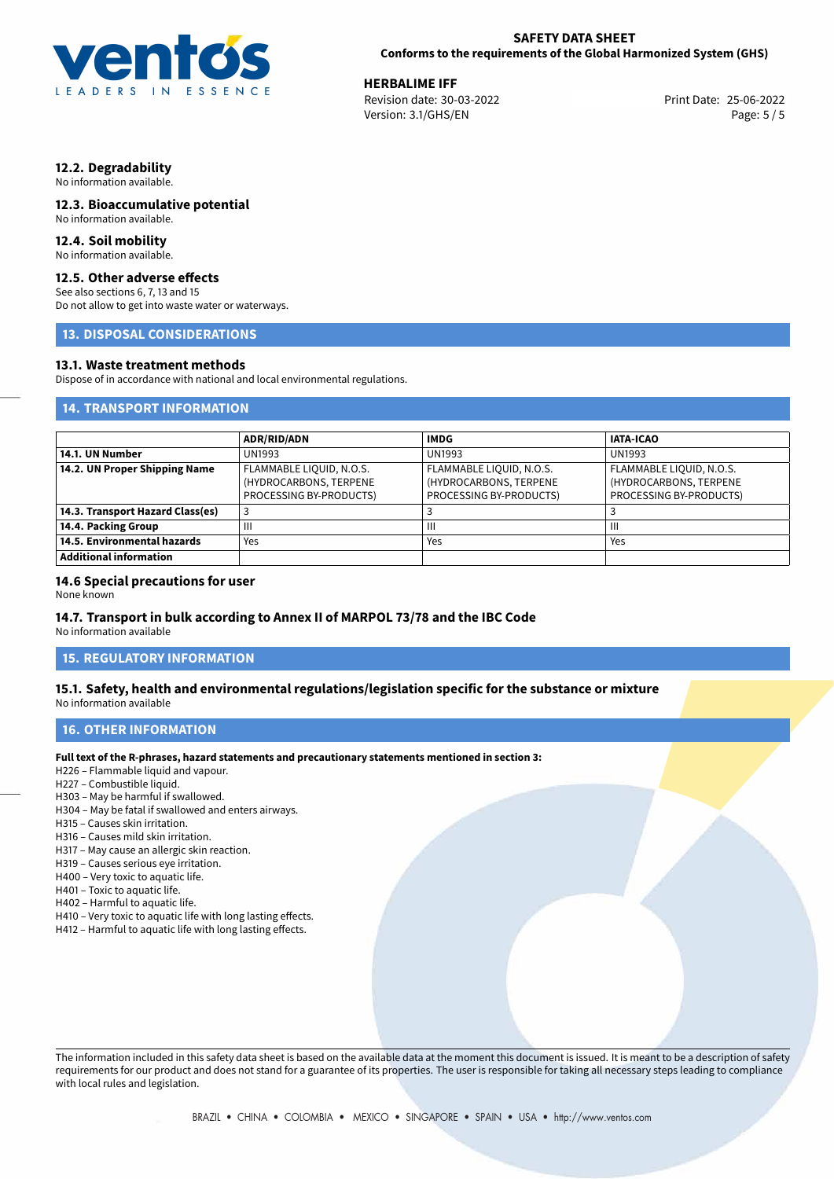### 12.2. Degradability
No information available.

### 12.3. Bioaccumulative potential
No information available.

### 12.4. Soil mobility
No information available.

### 12.5. Other adverse effects
See also sections 6, 7, 13 and 15
Do not allow to get into waste water or waterways.

## 13. DISPOSAL CONSIDERATIONS

### 13.1. Waste treatment methods
Dispose of in accordance with national and local environmental regulations.

## 14. TRANSPORT INFORMATION

| | ADR/RID/ADN | IMDG | IATA-ICAO |
|---|---|---|---|
| **14.1. UN Number** | UN1993 | UN1993 | UN1993 |
| **14.2. UN Proper Shipping Name** | FLAMMABLE LIQUID, N.O.S. (HYDROCARBONS, TERPENE PROCESSING BY-PRODUCTS) | FLAMMABLE LIQUID, N.O.S. (HYDROCARBONS, TERPENE PROCESSING BY-PRODUCTS) | FLAMMABLE LIQUID, N.O.S. (HYDROCARBONS, TERPENE PROCESSING BY-PRODUCTS) |
| **14.3. Transport Hazard Class(es)** | 3 | 3 | 3 |
| **14.4. Packing Group** | III | III | III |
| **14.5. Environmental hazards** | Yes | Yes | Yes |
| **Additional information** | | | |

### 14.6 Special precautions for user
None known

### 14.7. Transport in bulk according to Annex II of MARPOL 73/78 and the IBC Code
No information available

## 15. REGULATORY INFORMATION

### 15.1. Safety, health and environmental regulations/legislation specific for the substance or mixture
No information available

## 16. OTHER INFORMATION

**Full text of the R-phrases, hazard statements and precautionary statements mentioned in section 3:**

H226 – Flammable liquid and vapour.
H227 – Combustible liquid.
H303 – May be harmful if swallowed.
H304 – May be fatal if swallowed and enters airways.
H315 – Causes skin irritation.
H316 – Causes mild skin irritation.
H317 – May cause an allergic skin reaction.
H319 – Causes serious eye irritation.
H400 – Very toxic to aquatic life.
H401 – Toxic to aquatic life.
H402 – Harmful to aquatic life.
H410 – Very toxic to aquatic life with long lasting effects.
H412 – Harmful to aquatic life with long lasting effects.

The information included in this safety data sheet is based on the available data at the moment this document is issued. It is meant to be a description of safety requirements for our product and does not stand for a guarantee of its properties. The user is responsible for taking all necessary steps leading to compliance with local rules and legislation.